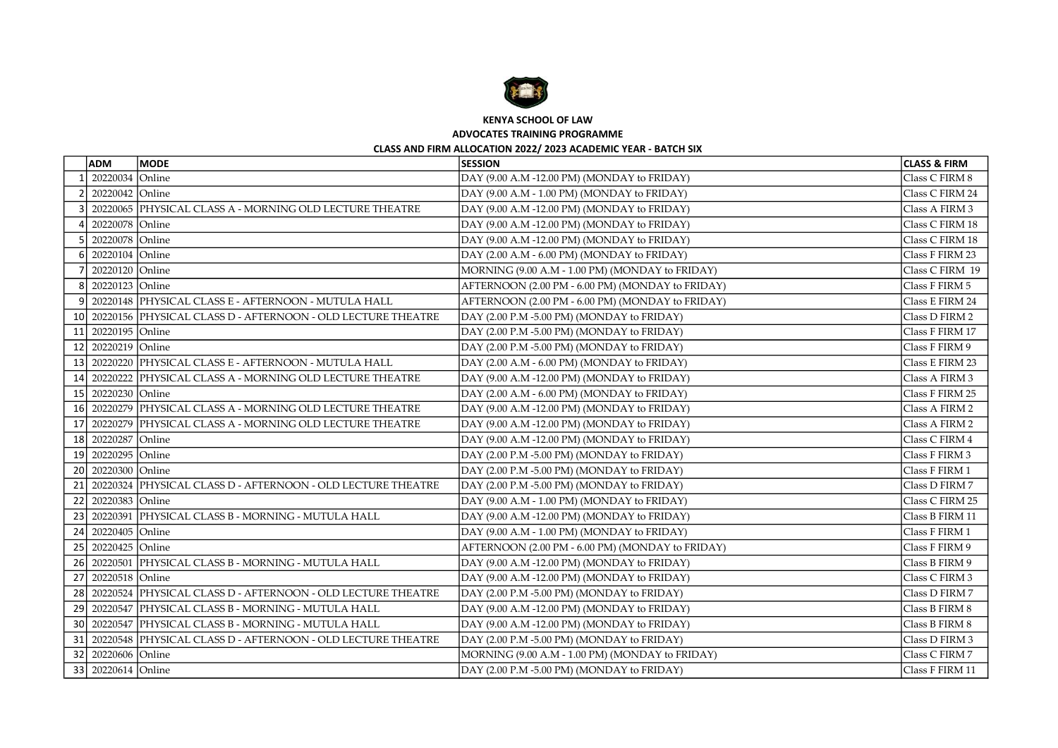**KENYA SCHOOL OF LAW**

**ADVOCATES TRAINING PROGRAMME**

**CLASS AND FIRM ALLOCATION 2022/ 2023 ACADEMIC YEAR - BATCH SIX**

| | ADM | MODE | SESSION | CLASS & FIRM |
|---|---|---|---|---|
| 1 | 20220034 | Online | DAY (9.00 A.M -12.00 PM) (MONDAY to FRIDAY) | Class C FIRM 8 |
| 2 | 20220042 | Online | DAY (9.00 A.M - 1.00 PM) (MONDAY to FRIDAY) | Class C FIRM 24 |
| 3 | 20220065 | PHYSICAL CLASS A - MORNING OLD LECTURE THEATRE | DAY (9.00 A.M -12.00 PM) (MONDAY to FRIDAY) | Class A FIRM 3 |
| 4 | 20220078 | Online | DAY (9.00 A.M -12.00 PM) (MONDAY to FRIDAY) | Class C FIRM 18 |
| 5 | 20220078 | Online | DAY (9.00 A.M -12.00 PM) (MONDAY to FRIDAY) | Class C FIRM 18 |
| 6 | 20220104 | Online | DAY (2.00 A.M - 6.00 PM) (MONDAY to FRIDAY) | Class F FIRM 23 |
| 7 | 20220120 | Online | MORNING (9.00 A.M - 1.00 PM) (MONDAY to FRIDAY) | Class C FIRM 19 |
| 8 | 20220123 | Online | AFTERNOON (2.00 PM - 6.00 PM) (MONDAY to FRIDAY) | Class F FIRM 5 |
| 9 | 20220148 | PHYSICAL CLASS E - AFTERNOON - MUTULA HALL | AFTERNOON (2.00 PM - 6.00 PM) (MONDAY to FRIDAY) | Class E FIRM 24 |
| 10 | 20220156 | PHYSICAL CLASS D - AFTERNOON - OLD LECTURE THEATRE | DAY (2.00 P.M -5.00 PM) (MONDAY to FRIDAY) | Class D FIRM 2 |
| 11 | 20220195 | Online | DAY (2.00 P.M -5.00 PM) (MONDAY to FRIDAY) | Class F FIRM 17 |
| 12 | 20220219 | Online | DAY (2.00 P.M -5.00 PM) (MONDAY to FRIDAY) | Class F FIRM 9 |
| 13 | 20220220 | PHYSICAL CLASS E - AFTERNOON - MUTULA HALL | DAY (2.00 A.M - 6.00 PM) (MONDAY to FRIDAY) | Class E FIRM 23 |
| 14 | 20220222 | PHYSICAL CLASS A - MORNING OLD LECTURE THEATRE | DAY (9.00 A.M -12.00 PM) (MONDAY to FRIDAY) | Class A FIRM 3 |
| 15 | 20220230 | Online | DAY (2.00 A.M - 6.00 PM) (MONDAY to FRIDAY) | Class F FIRM 25 |
| 16 | 20220279 | PHYSICAL CLASS A - MORNING OLD LECTURE THEATRE | DAY (9.00 A.M -12.00 PM) (MONDAY to FRIDAY) | Class A FIRM 2 |
| 17 | 20220279 | PHYSICAL CLASS A - MORNING OLD LECTURE THEATRE | DAY (9.00 A.M -12.00 PM) (MONDAY to FRIDAY) | Class A FIRM 2 |
| 18 | 20220287 | Online | DAY (9.00 A.M -12.00 PM) (MONDAY to FRIDAY) | Class C FIRM 4 |
| 19 | 20220295 | Online | DAY (2.00 P.M -5.00 PM) (MONDAY to FRIDAY) | Class F FIRM 3 |
| 20 | 20220300 | Online | DAY (2.00 P.M -5.00 PM) (MONDAY to FRIDAY) | Class F FIRM 1 |
| 21 | 20220324 | PHYSICAL CLASS D - AFTERNOON - OLD LECTURE THEATRE | DAY (2.00 P.M -5.00 PM) (MONDAY to FRIDAY) | Class D FIRM 7 |
| 22 | 20220383 | Online | DAY (9.00 A.M - 1.00 PM) (MONDAY to FRIDAY) | Class C FIRM 25 |
| 23 | 20220391 | PHYSICAL CLASS B - MORNING - MUTULA HALL | DAY (9.00 A.M -12.00 PM) (MONDAY to FRIDAY) | Class B FIRM 11 |
| 24 | 20220405 | Online | DAY (9.00 A.M - 1.00 PM) (MONDAY to FRIDAY) | Class F FIRM 1 |
| 25 | 20220425 | Online | AFTERNOON (2.00 PM - 6.00 PM) (MONDAY to FRIDAY) | Class F FIRM 9 |
| 26 | 20220501 | PHYSICAL CLASS B - MORNING - MUTULA HALL | DAY (9.00 A.M -12.00 PM) (MONDAY to FRIDAY) | Class B FIRM 9 |
| 27 | 20220518 | Online | DAY (9.00 A.M -12.00 PM) (MONDAY to FRIDAY) | Class C FIRM 3 |
| 28 | 20220524 | PHYSICAL CLASS D - AFTERNOON - OLD LECTURE THEATRE | DAY (2.00 P.M -5.00 PM) (MONDAY to FRIDAY) | Class D FIRM 7 |
| 29 | 20220547 | PHYSICAL CLASS B - MORNING - MUTULA HALL | DAY (9.00 A.M -12.00 PM) (MONDAY to FRIDAY) | Class B FIRM 8 |
| 30 | 20220547 | PHYSICAL CLASS B - MORNING - MUTULA HALL | DAY (9.00 A.M -12.00 PM) (MONDAY to FRIDAY) | Class B FIRM 8 |
| 31 | 20220548 | PHYSICAL CLASS D - AFTERNOON - OLD LECTURE THEATRE | DAY (2.00 P.M -5.00 PM) (MONDAY to FRIDAY) | Class D FIRM 3 |
| 32 | 20220606 | Online | MORNING (9.00 A.M - 1.00 PM) (MONDAY to FRIDAY) | Class C FIRM 7 |
| 33 | 20220614 | Online | DAY (2.00 P.M -5.00 PM) (MONDAY to FRIDAY) | Class F FIRM 11 |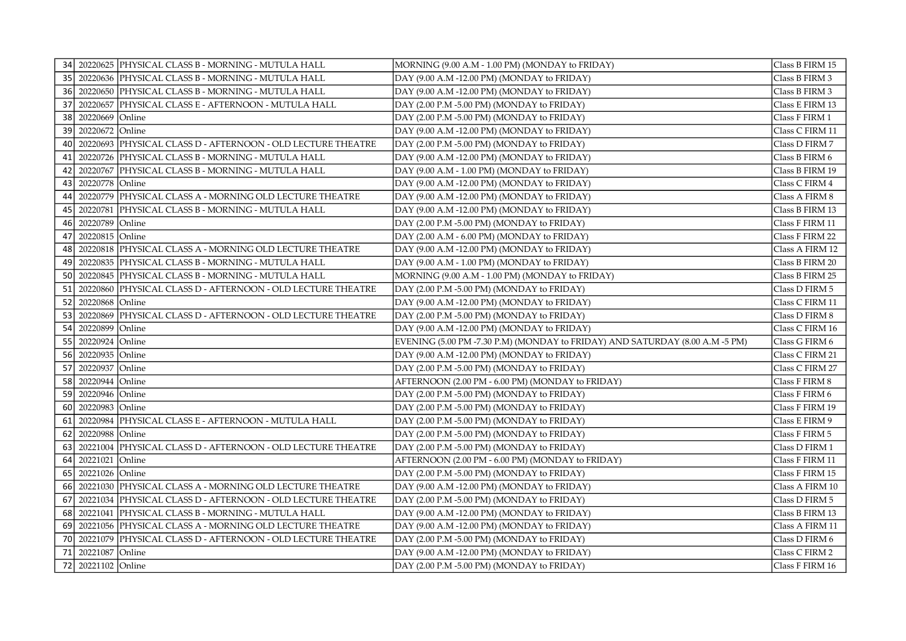| 34 | 20220625 | PHYSICAL CLASS B - MORNING - MUTULA HALL | MORNING (9.00 A.M - 1.00 PM) (MONDAY to FRIDAY) | Class B FIRM 15 |
|---|---|---|---|---|
| 35 | 20220636 | PHYSICAL CLASS B - MORNING - MUTULA HALL | DAY (9.00 A.M -12.00 PM) (MONDAY to FRIDAY) | Class B FIRM 3 |
| 36 | 20220650 | PHYSICAL CLASS B - MORNING - MUTULA HALL | DAY (9.00 A.M -12.00 PM) (MONDAY to FRIDAY) | Class B FIRM 3 |
| 37 | 20220657 | PHYSICAL CLASS E - AFTERNOON - MUTULA HALL | DAY (2.00 P.M -5.00 PM) (MONDAY to FRIDAY) | Class E FIRM 13 |
| 38 | 20220669 | Online | DAY (2.00 P.M -5.00 PM) (MONDAY to FRIDAY) | Class F FIRM 1 |
| 39 | 20220672 | Online | DAY (9.00 A.M -12.00 PM) (MONDAY to FRIDAY) | Class C FIRM 11 |
| 40 | 20220693 | PHYSICAL CLASS D - AFTERNOON - OLD LECTURE THEATRE | DAY (2.00 P.M -5.00 PM) (MONDAY to FRIDAY) | Class D FIRM 7 |
| 41 | 20220726 | PHYSICAL CLASS B - MORNING - MUTULA HALL | DAY (9.00 A.M -12.00 PM) (MONDAY to FRIDAY) | Class B FIRM 6 |
| 42 | 20220767 | PHYSICAL CLASS B - MORNING - MUTULA HALL | DAY (9.00 A.M - 1.00 PM) (MONDAY to FRIDAY) | Class B FIRM 19 |
| 43 | 20220778 | Online | DAY (9.00 A.M -12.00 PM) (MONDAY to FRIDAY) | Class C FIRM 4 |
| 44 | 20220779 | PHYSICAL CLASS A - MORNING OLD LECTURE THEATRE | DAY (9.00 A.M -12.00 PM) (MONDAY to FRIDAY) | Class A FIRM 8 |
| 45 | 20220781 | PHYSICAL CLASS B - MORNING - MUTULA HALL | DAY (9.00 A.M -12.00 PM) (MONDAY to FRIDAY) | Class B FIRM 13 |
| 46 | 20220789 | Online | DAY (2.00 P.M -5.00 PM) (MONDAY to FRIDAY) | Class F FIRM 11 |
| 47 | 20220815 | Online | DAY (2.00 A.M - 6.00 PM) (MONDAY to FRIDAY) | Class F FIRM 22 |
| 48 | 20220818 | PHYSICAL CLASS A - MORNING OLD LECTURE THEATRE | DAY (9.00 A.M -12.00 PM) (MONDAY to FRIDAY) | Class A FIRM 12 |
| 49 | 20220835 | PHYSICAL CLASS B - MORNING - MUTULA HALL | DAY (9.00 A.M - 1.00 PM) (MONDAY to FRIDAY) | Class B FIRM 20 |
| 50 | 20220845 | PHYSICAL CLASS B - MORNING - MUTULA HALL | MORNING (9.00 A.M - 1.00 PM) (MONDAY to FRIDAY) | Class B FIRM 25 |
| 51 | 20220860 | PHYSICAL CLASS D - AFTERNOON - OLD LECTURE THEATRE | DAY (2.00 P.M -5.00 PM) (MONDAY to FRIDAY) | Class D FIRM 5 |
| 52 | 20220868 | Online | DAY (9.00 A.M -12.00 PM) (MONDAY to FRIDAY) | Class C FIRM 11 |
| 53 | 20220869 | PHYSICAL CLASS D - AFTERNOON - OLD LECTURE THEATRE | DAY (2.00 P.M -5.00 PM) (MONDAY to FRIDAY) | Class D FIRM 8 |
| 54 | 20220899 | Online | DAY (9.00 A.M -12.00 PM) (MONDAY to FRIDAY) | Class C FIRM 16 |
| 55 | 20220924 | Online | EVENING (5.00 PM -7.30 P.M) (MONDAY to FRIDAY) AND SATURDAY (8.00 A.M -5 PM) | Class G FIRM 6 |
| 56 | 20220935 | Online | DAY (9.00 A.M -12.00 PM) (MONDAY to FRIDAY) | Class C FIRM 21 |
| 57 | 20220937 | Online | DAY (2.00 P.M -5.00 PM) (MONDAY to FRIDAY) | Class C FIRM 27 |
| 58 | 20220944 | Online | AFTERNOON (2.00 PM - 6.00 PM) (MONDAY to FRIDAY) | Class F FIRM 8 |
| 59 | 20220946 | Online | DAY (2.00 P.M -5.00 PM) (MONDAY to FRIDAY) | Class F FIRM 6 |
| 60 | 20220983 | Online | DAY (2.00 P.M -5.00 PM) (MONDAY to FRIDAY) | Class F FIRM 19 |
| 61 | 20220984 | PHYSICAL CLASS E - AFTERNOON - MUTULA HALL | DAY (2.00 P.M -5.00 PM) (MONDAY to FRIDAY) | Class E FIRM 9 |
| 62 | 20220988 | Online | DAY (2.00 P.M -5.00 PM) (MONDAY to FRIDAY) | Class F FIRM 5 |
| 63 | 20221004 | PHYSICAL CLASS D - AFTERNOON - OLD LECTURE THEATRE | DAY (2.00 P.M -5.00 PM) (MONDAY to FRIDAY) | Class D FIRM 1 |
| 64 | 20221021 | Online | AFTERNOON (2.00 PM - 6.00 PM) (MONDAY to FRIDAY) | Class F FIRM 11 |
| 65 | 20221026 | Online | DAY (2.00 P.M -5.00 PM) (MONDAY to FRIDAY) | Class F FIRM 15 |
| 66 | 20221030 | PHYSICAL CLASS A - MORNING OLD LECTURE THEATRE | DAY (9.00 A.M -12.00 PM) (MONDAY to FRIDAY) | Class A FIRM 10 |
| 67 | 20221034 | PHYSICAL CLASS D - AFTERNOON - OLD LECTURE THEATRE | DAY (2.00 P.M -5.00 PM) (MONDAY to FRIDAY) | Class D FIRM 5 |
| 68 | 20221041 | PHYSICAL CLASS B - MORNING - MUTULA HALL | DAY (9.00 A.M -12.00 PM) (MONDAY to FRIDAY) | Class B FIRM 13 |
| 69 | 20221056 | PHYSICAL CLASS A - MORNING OLD LECTURE THEATRE | DAY (9.00 A.M -12.00 PM) (MONDAY to FRIDAY) | Class A FIRM 11 |
| 70 | 20221079 | PHYSICAL CLASS D - AFTERNOON - OLD LECTURE THEATRE | DAY (2.00 P.M -5.00 PM) (MONDAY to FRIDAY) | Class D FIRM 6 |
| 71 | 20221087 | Online | DAY (9.00 A.M -12.00 PM) (MONDAY to FRIDAY) | Class C FIRM 2 |
| 72 | 20221102 | Online | DAY (2.00 P.M -5.00 PM) (MONDAY to FRIDAY) | Class F FIRM 16 |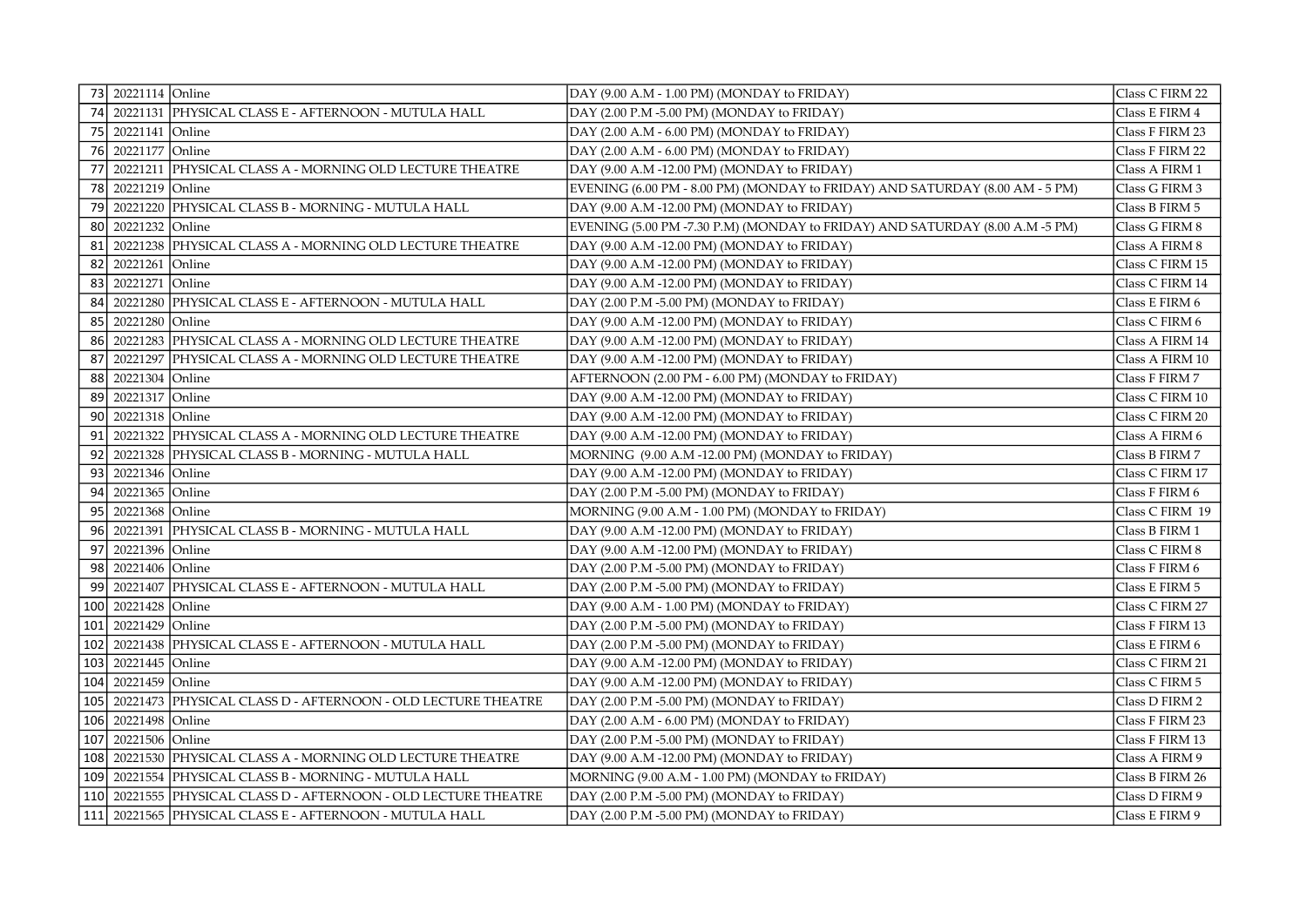| 73 | 20221114 | Online | DAY (9.00 A.M - 1.00 PM) (MONDAY to FRIDAY) | Class C FIRM 22 |
|---|---|---|---|---|
| 74 | 20221131 | PHYSICAL CLASS E - AFTERNOON - MUTULA HALL | DAY (2.00 P.M -5.00 PM) (MONDAY to FRIDAY) | Class E FIRM 4 |
| 75 | 20221141 | Online | DAY (2.00 A.M - 6.00 PM) (MONDAY to FRIDAY) | Class F FIRM 23 |
| 76 | 20221177 | Online | DAY (2.00 A.M - 6.00 PM) (MONDAY to FRIDAY) | Class F FIRM 22 |
| 77 | 20221211 | PHYSICAL CLASS A - MORNING OLD LECTURE THEATRE | DAY (9.00 A.M -12.00 PM) (MONDAY to FRIDAY) | Class A FIRM 1 |
| 78 | 20221219 | Online | EVENING (6.00 PM - 8.00 PM) (MONDAY to FRIDAY) AND SATURDAY (8.00 AM - 5 PM) | Class G FIRM 3 |
| 79 | 20221220 | PHYSICAL CLASS B - MORNING - MUTULA HALL | DAY (9.00 A.M -12.00 PM) (MONDAY to FRIDAY) | Class B FIRM 5 |
| 80 | 20221232 | Online | EVENING (5.00 PM -7.30 P.M) (MONDAY to FRIDAY) AND SATURDAY (8.00 A.M -5 PM) | Class G FIRM 8 |
| 81 | 20221238 | PHYSICAL CLASS A - MORNING OLD LECTURE THEATRE | DAY (9.00 A.M -12.00 PM) (MONDAY to FRIDAY) | Class A FIRM 8 |
| 82 | 20221261 | Online | DAY (9.00 A.M -12.00 PM) (MONDAY to FRIDAY) | Class C FIRM 15 |
| 83 | 20221271 | Online | DAY (9.00 A.M -12.00 PM) (MONDAY to FRIDAY) | Class C FIRM 14 |
| 84 | 20221280 | PHYSICAL CLASS E - AFTERNOON - MUTULA HALL | DAY (2.00 P.M -5.00 PM) (MONDAY to FRIDAY) | Class E FIRM 6 |
| 85 | 20221280 | Online | DAY (9.00 A.M -12.00 PM) (MONDAY to FRIDAY) | Class C FIRM 6 |
| 86 | 20221283 | PHYSICAL CLASS A - MORNING OLD LECTURE THEATRE | DAY (9.00 A.M -12.00 PM) (MONDAY to FRIDAY) | Class A FIRM 14 |
| 87 | 20221297 | PHYSICAL CLASS A - MORNING OLD LECTURE THEATRE | DAY (9.00 A.M -12.00 PM) (MONDAY to FRIDAY) | Class A FIRM 10 |
| 88 | 20221304 | Online | AFTERNOON (2.00 PM - 6.00 PM) (MONDAY to FRIDAY) | Class F FIRM 7 |
| 89 | 20221317 | Online | DAY (9.00 A.M -12.00 PM) (MONDAY to FRIDAY) | Class C FIRM 10 |
| 90 | 20221318 | Online | DAY (9.00 A.M -12.00 PM) (MONDAY to FRIDAY) | Class C FIRM 20 |
| 91 | 20221322 | PHYSICAL CLASS A - MORNING OLD LECTURE THEATRE | DAY (9.00 A.M -12.00 PM) (MONDAY to FRIDAY) | Class A FIRM 6 |
| 92 | 20221328 | PHYSICAL CLASS B - MORNING - MUTULA HALL | MORNING (9.00 A.M -12.00 PM) (MONDAY to FRIDAY) | Class B FIRM 7 |
| 93 | 20221346 | Online | DAY (9.00 A.M -12.00 PM) (MONDAY to FRIDAY) | Class C FIRM 17 |
| 94 | 20221365 | Online | DAY (2.00 P.M -5.00 PM) (MONDAY to FRIDAY) | Class F FIRM 6 |
| 95 | 20221368 | Online | MORNING (9.00 A.M - 1.00 PM) (MONDAY to FRIDAY) | Class C FIRM 19 |
| 96 | 20221391 | PHYSICAL CLASS B - MORNING - MUTULA HALL | DAY (9.00 A.M -12.00 PM) (MONDAY to FRIDAY) | Class B FIRM 1 |
| 97 | 20221396 | Online | DAY (9.00 A.M -12.00 PM) (MONDAY to FRIDAY) | Class C FIRM 8 |
| 98 | 20221406 | Online | DAY (2.00 P.M -5.00 PM) (MONDAY to FRIDAY) | Class F FIRM 6 |
| 99 | 20221407 | PHYSICAL CLASS E - AFTERNOON - MUTULA HALL | DAY (2.00 P.M -5.00 PM) (MONDAY to FRIDAY) | Class E FIRM 5 |
| 100 | 20221428 | Online | DAY (9.00 A.M - 1.00 PM) (MONDAY to FRIDAY) | Class C FIRM 27 |
| 101 | 20221429 | Online | DAY (2.00 P.M -5.00 PM) (MONDAY to FRIDAY) | Class F FIRM 13 |
| 102 | 20221438 | PHYSICAL CLASS E - AFTERNOON - MUTULA HALL | DAY (2.00 P.M -5.00 PM) (MONDAY to FRIDAY) | Class E FIRM 6 |
| 103 | 20221445 | Online | DAY (9.00 A.M -12.00 PM) (MONDAY to FRIDAY) | Class C FIRM 21 |
| 104 | 20221459 | Online | DAY (9.00 A.M -12.00 PM) (MONDAY to FRIDAY) | Class C FIRM 5 |
| 105 | 20221473 | PHYSICAL CLASS D - AFTERNOON - OLD LECTURE THEATRE | DAY (2.00 P.M -5.00 PM) (MONDAY to FRIDAY) | Class D FIRM 2 |
| 106 | 20221498 | Online | DAY (2.00 A.M - 6.00 PM) (MONDAY to FRIDAY) | Class F FIRM 23 |
| 107 | 20221506 | Online | DAY (2.00 P.M -5.00 PM) (MONDAY to FRIDAY) | Class F FIRM 13 |
| 108 | 20221530 | PHYSICAL CLASS A - MORNING OLD LECTURE THEATRE | DAY (9.00 A.M -12.00 PM) (MONDAY to FRIDAY) | Class A FIRM 9 |
| 109 | 20221554 | PHYSICAL CLASS B - MORNING - MUTULA HALL | MORNING (9.00 A.M - 1.00 PM) (MONDAY to FRIDAY) | Class B FIRM 26 |
| 110 | 20221555 | PHYSICAL CLASS D - AFTERNOON - OLD LECTURE THEATRE | DAY (2.00 P.M -5.00 PM) (MONDAY to FRIDAY) | Class D FIRM 9 |
| 111 | 20221565 | PHYSICAL CLASS E - AFTERNOON - MUTULA HALL | DAY (2.00 P.M -5.00 PM) (MONDAY to FRIDAY) | Class E FIRM 9 |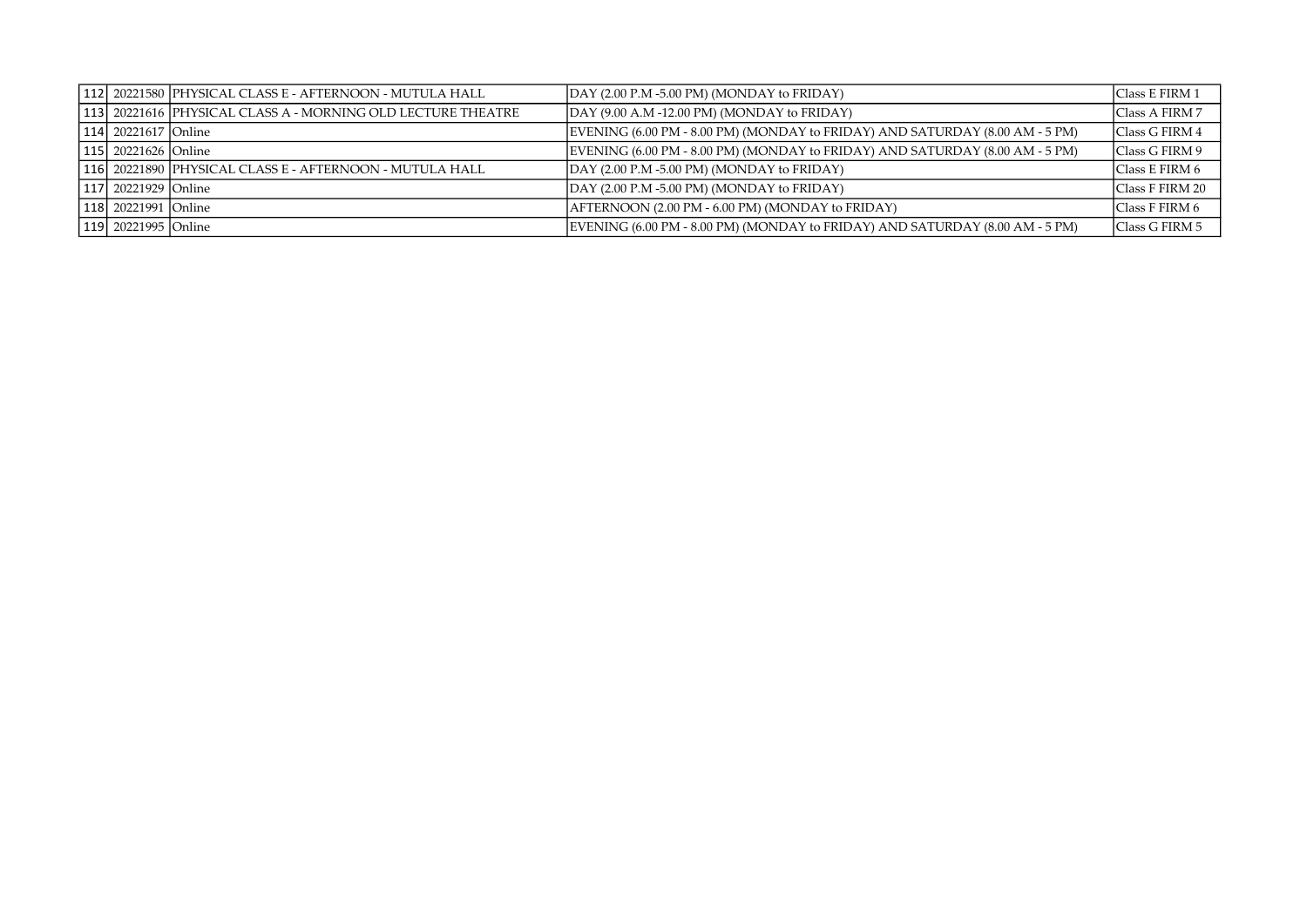| | | | | |
|---|---|---|---|---|
| 112 | 20221580 | PHYSICAL CLASS E - AFTERNOON - MUTULA HALL | DAY (2.00 P.M -5.00 PM) (MONDAY to FRIDAY) | Class E FIRM 1 |
| 113 | 20221616 | PHYSICAL CLASS A - MORNING OLD LECTURE THEATRE | DAY (9.00 A.M -12.00 PM) (MONDAY to FRIDAY) | Class A FIRM 7 |
| 114 | 20221617 | Online | EVENING (6.00 PM - 8.00 PM) (MONDAY to FRIDAY) AND SATURDAY (8.00 AM - 5 PM) | Class G FIRM 4 |
| 115 | 20221626 | Online | EVENING (6.00 PM - 8.00 PM) (MONDAY to FRIDAY) AND SATURDAY (8.00 AM - 5 PM) | Class G FIRM 9 |
| 116 | 20221890 | PHYSICAL CLASS E - AFTERNOON - MUTULA HALL | DAY (2.00 P.M -5.00 PM) (MONDAY to FRIDAY) | Class E FIRM 6 |
| 117 | 20221929 | Online | DAY (2.00 P.M -5.00 PM) (MONDAY to FRIDAY) | Class F FIRM 20 |
| 118 | 20221991 | Online | AFTERNOON (2.00 PM - 6.00 PM) (MONDAY to FRIDAY) | Class F FIRM 6 |
| 119 | 20221995 | Online | EVENING (6.00 PM - 8.00 PM) (MONDAY to FRIDAY) AND SATURDAY (8.00 AM - 5 PM) | Class G FIRM 5 |